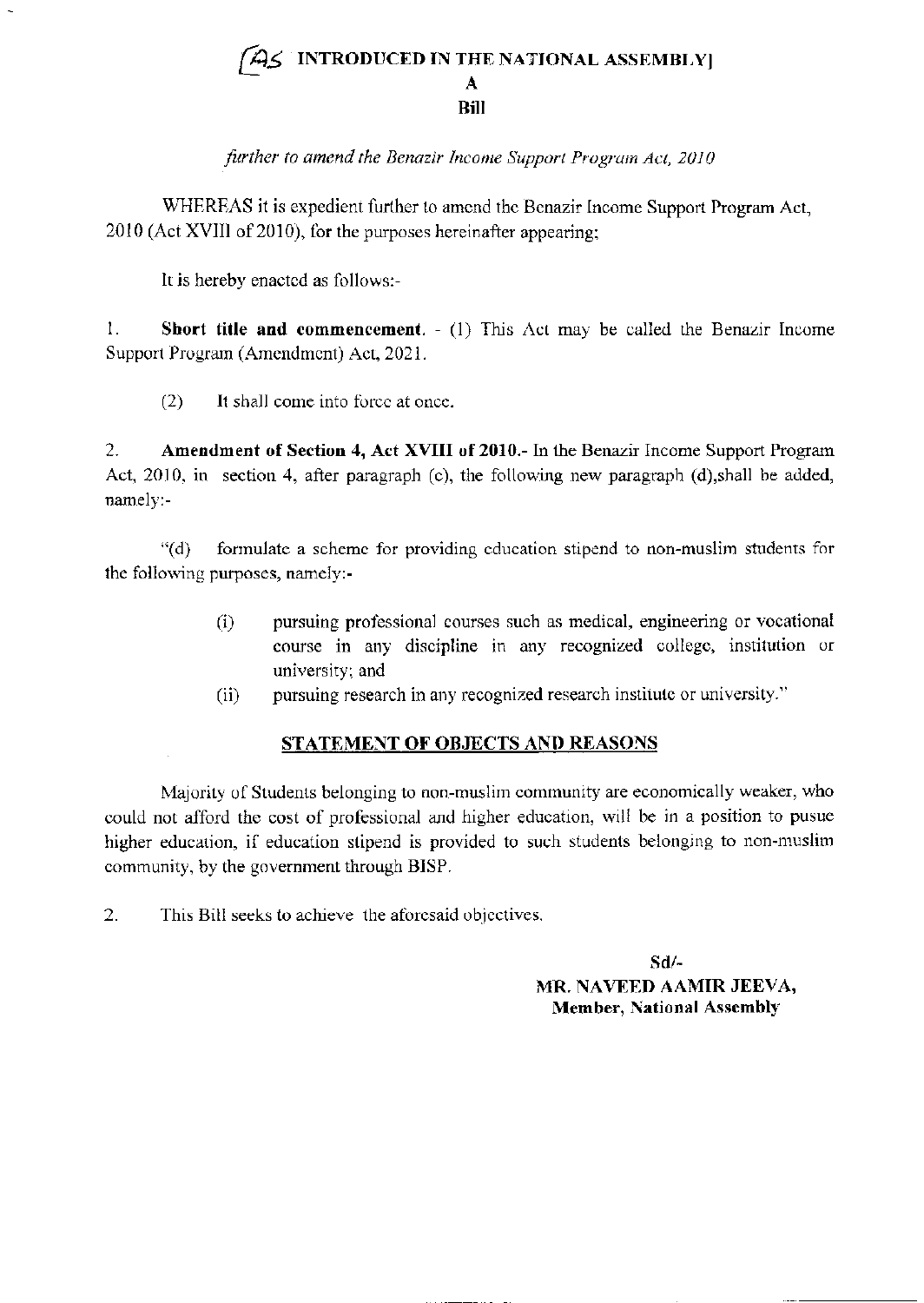[AS INTRODUCED IN THE NATIONAL ASSEMBLY]

# A

# Bill

*further to amend the Benazir Income Support Program Act, 2010*

WHEREAS it is expedient further to amend the Benazir Income Support Program Act, 2010 (Act XVIII of 2010), for the purposes hereinafter appearing;

It is hereby enacted as follows:-

1. **Short title and commencement.** - (1) This Act may be called the Benazir Income Support Program (Amendment) Act, 2021.

   (2) It shall come into force at once.

2. **Amendment of Section 4, Act XVIII of 2010.**- In the Benazir Income Support Program Act, 2010, in section 4, after paragraph (c), the following new paragraph (d),shall be added, namely:-

"(d) formulate a scheme for providing education stipend to non-muslim students for the following purposes, namely:-

   (i) pursuing professional courses such as medical, engineering or vocational course in any discipline in any recognized college, institution or university; and

   (ii) pursuing research in any recognized research institute or university."

## STATEMENT OF OBJECTS AND REASONS

Majority of Students belonging to non-muslim community are economically weaker, who could not afford the cost of professional and higher education, will be in a position to pusue higher education, if education stipend is provided to such students belonging to non-muslim community, by the government through BISP.

2. This Bill seeks to achieve the aforesaid objectives.

Sd/-

**MR. NAVEED AAMIR JEEVA,**
**Member, National Assembly**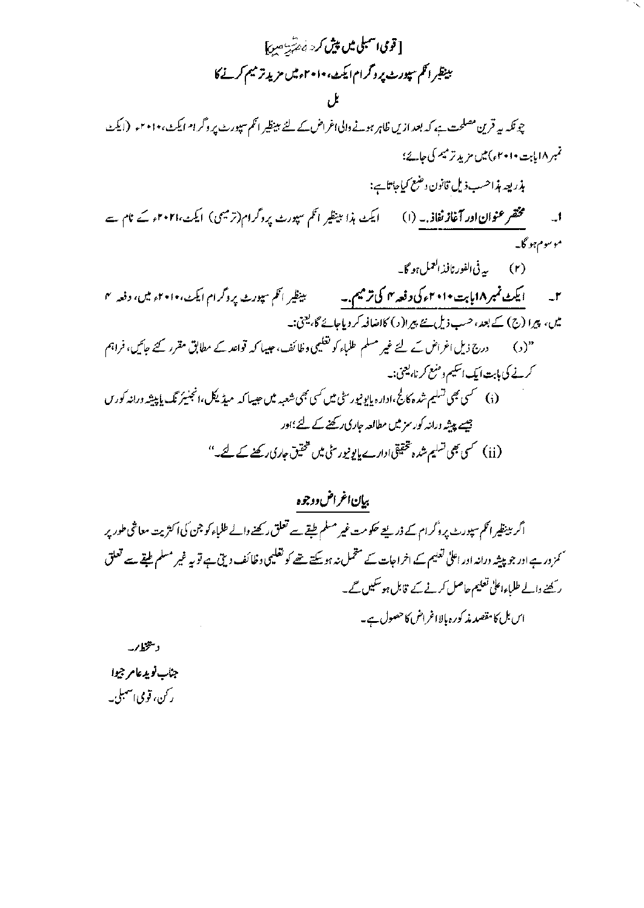[قومی اسمبلی میں پیش کردہ صورت میں]

# بینظیر انکم سپورٹ پروگرام ایکٹ، ۲۰۱۰ء میں مزید ترمیم کرنے کا

## بل

چونکہ یہ قرین مصلحت ہے، کہ بعد ازیں ظاہر ہونے والی اغراض کے لئے بینظیر انکم سپورٹ پروگرام ایکٹ، ۲۰۱۰ء (ایکٹ نمبر ۱۸ بابت ۲۰۱۰ء) میں مزید ترمیم کی جائے؛

بذریعہ ہذا حسب ذیل قانون وضع کیا جاتا ہے:

۱۔ **مختصر عنوان اور آغاز نفاذ۔** (۱) ایکٹ ہذا بینظیر انکم سپورٹ پروگرام (ترمیمی) ایکٹ، ۲۰۲۱ء کے نام سے موسوم ہوگا۔

(۲) یہ فی الفور نافذ العمل ہوگا۔

۲۔ **ایکٹ نمبر ۱۸ بابت ۲۰۱۰ء کی دفعہ ۴ کی ترمیم۔** بینظیر انکم سپورٹ پروگرام ایکٹ، ۲۰۱۰ء میں، دفعہ ۴ میں، پیرا (ج) کے بعد، حسب ذیل نئے پیرا (د) کا اضافہ کر دیا جائے گا، یعنی:-

"(د) درج ذیل اغراض کے لئے غیر مسلم طلباء کو تعلیمی وظائف، جیسا کہ قواعد کے مطابق مقرر کئے جائیں، فراہم کرنے کی بابت ایک اسکیم وضع کرنا، یعنی:-

(i) کسی بھی تسلیم شدہ کالج، ادارہ یا یونیورسٹی میں کسی بھی شعبہ میں جیسا کہ میڈیکل، انجینیئرنگ یا پیشہ ورانہ کورس جیسے پیشہ ورانہ کورسز میں مطالعہ جاری رکھنے کے لئے؛ اور

(ii) کسی بھی تسلیم شدہ تحقیقی ادارے یا یونیورسٹی میں تحقیق جاری رکھنے کے لئے۔"

## بیان اغراض و وجوہ

اگر بینظیر انکم سپورٹ پروگرام کے ذریعے حکومت غیر مسلم طبقے سے تعلق رکھنے والے طلباء کو جن کی اکثریت معاشی طور پر کمزور ہے اور جو پیشہ ورانہ اور اعلیٰ تعلیم کے اخراجات کے متحمل نہ ہو سکتے تھے کو تعلیمی وظائف دیتی ہے تو یہ غیر مسلم طبقے سے تعلق رکھنے والے طلباء اعلیٰ تعلیم حاصل کرنے کے قابل ہو سکیں گے۔

اس بل کا مقصد مذکورہ بالا اغراض کا حصول ہے۔

دستخط/-

جناب نوید عامر جیوا

رکن، قومی اسمبلی۔